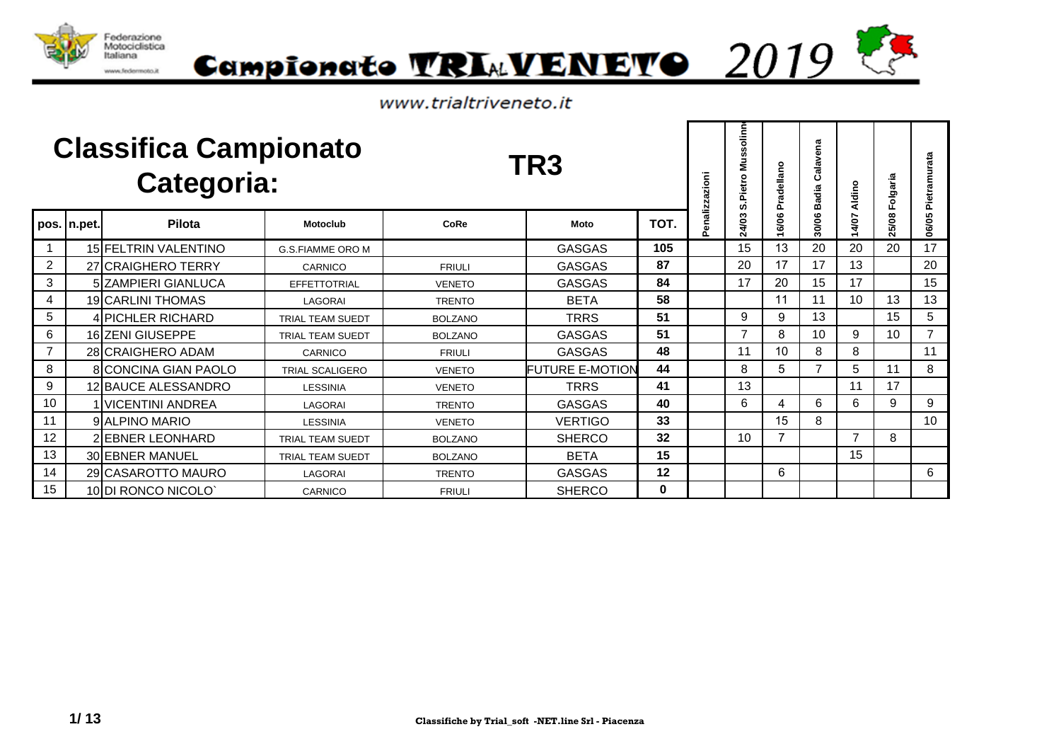Federazione Motociclistica Italiana
www.federmoto.it

# Campionato TRIALVENETO 2019

www.trialtriveneto.it

## Classifica Campionato Categoria: TR3

| pos. | n.pet. | Pilota | Motoclub | CoRe | Moto | TOT. | Penalizzazioni | 24/03 S.Pietro Mussolino | 16/06 Pradellano | 30/06 Badia Calavena | 14/07 Aldino | 25/08 Folgaria | 06/05 Pietramurata |
|---|---|---|---|---|---|---|---|---|---|---|---|---|---|
| 1 | 15 | FELTRIN VALENTINO | G.S.FIAMME ORO M | | GASGAS | 105 | | 15 | 13 | 20 | 20 | 20 | 17 |
| 2 | 27 | CRAIGHERO TERRY | CARNICO | FRIULI | GASGAS | 87 | | 20 | 17 | 17 | 13 | | 20 |
| 3 | 5 | ZAMPIERI GIANLUCA | EFFETTOTRIAL | VENETO | GASGAS | 84 | | 17 | 20 | 15 | 17 | | 15 |
| 4 | 19 | CARLINI THOMAS | LAGORAI | TRENTO | BETA | 58 | | | 11 | 11 | 10 | 13 | 13 |
| 5 | 4 | PICHLER RICHARD | TRIAL TEAM SUEDT | BOLZANO | TRRS | 51 | | 9 | 9 | 13 | | 15 | 5 |
| 6 | 16 | ZENI GIUSEPPE | TRIAL TEAM SUEDT | BOLZANO | GASGAS | 51 | | 7 | 8 | 10 | 9 | 10 | 7 |
| 7 | 28 | CRAIGHERO ADAM | CARNICO | FRIULI | GASGAS | 48 | | 11 | 10 | 8 | 8 | | 11 |
| 8 | 8 | CONCINA GIAN PAOLO | TRIAL SCALIGERO | VENETO | FUTURE E-MOTION | 44 | | 8 | 5 | 7 | 5 | 11 | 8 |
| 9 | 12 | BAUCE ALESSANDRO | LESSINIA | VENETO | TRRS | 41 | | 13 | | | 11 | 17 | |
| 10 | 1 | VICENTINI ANDREA | LAGORAI | TRENTO | GASGAS | 40 | | 6 | 4 | 6 | 6 | 9 | 9 |
| 11 | 9 | ALPINO MARIO | LESSINIA | VENETO | VERTIGO | 33 | | | 15 | 8 | | | 10 |
| 12 | 2 | EBNER LEONHARD | TRIAL TEAM SUEDT | BOLZANO | SHERCO | 32 | | 10 | 7 | | 7 | 8 | |
| 13 | 30 | EBNER MANUEL | TRIAL TEAM SUEDT | BOLZANO | BETA | 15 | | | | | 15 | | |
| 14 | 29 | CASAROTTO MAURO | LAGORAI | TRENTO | GASGAS | 12 | | | 6 | | | | 6 |
| 15 | 10 | DI RONCO NICOLO` | CARNICO | FRIULI | SHERCO | 0 | | | | | | | |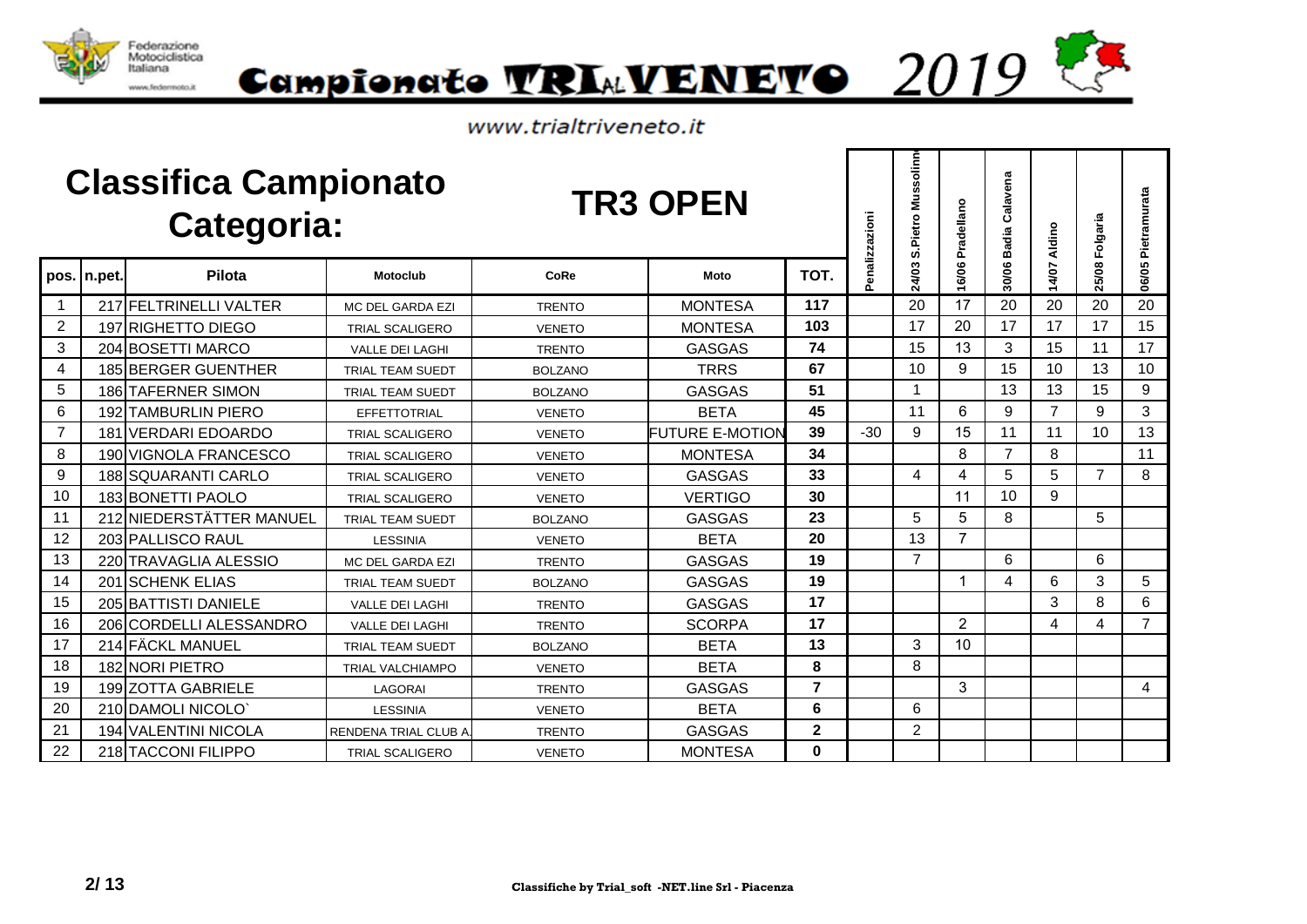Federazione Motociclistica Italiana
www.federmoto.it

# Campionato TRIALVENETO 2019

www.trialtriveneto.it

## Classifica Campionato Categoria: TR3 OPEN

| pos. | n.pet. | Pilota | Motoclub | CoRe | Moto | TOT. | Penalizzazioni | 24/03 S.Pietro Mussolino | 16/06 Pradellano | 30/06 Badia Calavena | 14/07 Aldino | 25/08 Folgaria | 06/05 Pietramurata |
|---|---|---|---|---|---|---|---|---|---|---|---|---|---|
| 1 | 217 | FELTRINELLI VALTER | MC DEL GARDA EZI | TRENTO | MONTESA | 117 | | 20 | 17 | 20 | 20 | 20 | 20 |
| 2 | 197 | RIGHETTO DIEGO | TRIAL SCALIGERO | VENETO | MONTESA | 103 | | 17 | 20 | 17 | 17 | 17 | 15 |
| 3 | 204 | BOSETTI MARCO | VALLE DEI LAGHI | TRENTO | GASGAS | 74 | | 15 | 13 | 3 | 15 | 11 | 17 |
| 4 | 185 | BERGER GUENTHER | TRIAL TEAM SUEDT | BOLZANO | TRRS | 67 | | 10 | 9 | 15 | 10 | 13 | 10 |
| 5 | 186 | TAFERNER SIMON | TRIAL TEAM SUEDT | BOLZANO | GASGAS | 51 | | 1 | | 13 | 13 | 15 | 9 |
| 6 | 192 | TAMBURLIN PIERO | EFFETTOTRIAL | VENETO | BETA | 45 | | 11 | 6 | 9 | 7 | 9 | 3 |
| 7 | 181 | VERDARI EDOARDO | TRIAL SCALIGERO | VENETO | FUTURE E-MOTION | 39 | -30 | 9 | 15 | 11 | 11 | 10 | 13 |
| 8 | 190 | VIGNOLA FRANCESCO | TRIAL SCALIGERO | VENETO | MONTESA | 34 | | | 8 | 7 | 8 | | 11 |
| 9 | 188 | SQUARANTI CARLO | TRIAL SCALIGERO | VENETO | GASGAS | 33 | | 4 | 4 | 5 | 5 | 7 | 8 |
| 10 | 183 | BONETTI PAOLO | TRIAL SCALIGERO | VENETO | VERTIGO | 30 | | | 11 | 10 | 9 | | |
| 11 | 212 | NIEDERSTÄTTER MANUEL | TRIAL TEAM SUEDT | BOLZANO | GASGAS | 23 | | 5 | 5 | 8 | | 5 | |
| 12 | 203 | PALLISCO RAUL | LESSINIA | VENETO | BETA | 20 | | 13 | 7 | | | | |
| 13 | 220 | TRAVAGLIA ALESSIO | MC DEL GARDA EZI | TRENTO | GASGAS | 19 | | 7 | | 6 | | 6 | |
| 14 | 201 | SCHENK ELIAS | TRIAL TEAM SUEDT | BOLZANO | GASGAS | 19 | | | 1 | 4 | 6 | 3 | 5 |
| 15 | 205 | BATTISTI DANIELE | VALLE DEI LAGHI | TRENTO | GASGAS | 17 | | | | | 3 | 8 | 6 |
| 16 | 206 | CORDELLI ALESSANDRO | VALLE DEI LAGHI | TRENTO | SCORPA | 17 | | | 2 | | 4 | 4 | 7 |
| 17 | 214 | FÄCKL MANUEL | TRIAL TEAM SUEDT | BOLZANO | BETA | 13 | | 3 | 10 | | | | |
| 18 | 182 | NORI PIETRO | TRIAL VALCHIAMPO | VENETO | BETA | 8 | | 8 | | | | | |
| 19 | 199 | ZOTTA GABRIELE | LAGORAI | TRENTO | GASGAS | 7 | | | 3 | | | | 4 |
| 20 | 210 | DAMOLI NICOLO` | LESSINIA | VENETO | BETA | 6 | | 6 | | | | | |
| 21 | 194 | VALENTINI NICOLA | RENDENA TRIAL CLUB A. | TRENTO | GASGAS | 2 | | 2 | | | | | |
| 22 | 218 | TACCONI FILIPPO | TRIAL SCALIGERO | VENETO | MONTESA | 0 | | | | | | | |

Classifiche by Trial_soft -NET.line Srl - Piacenza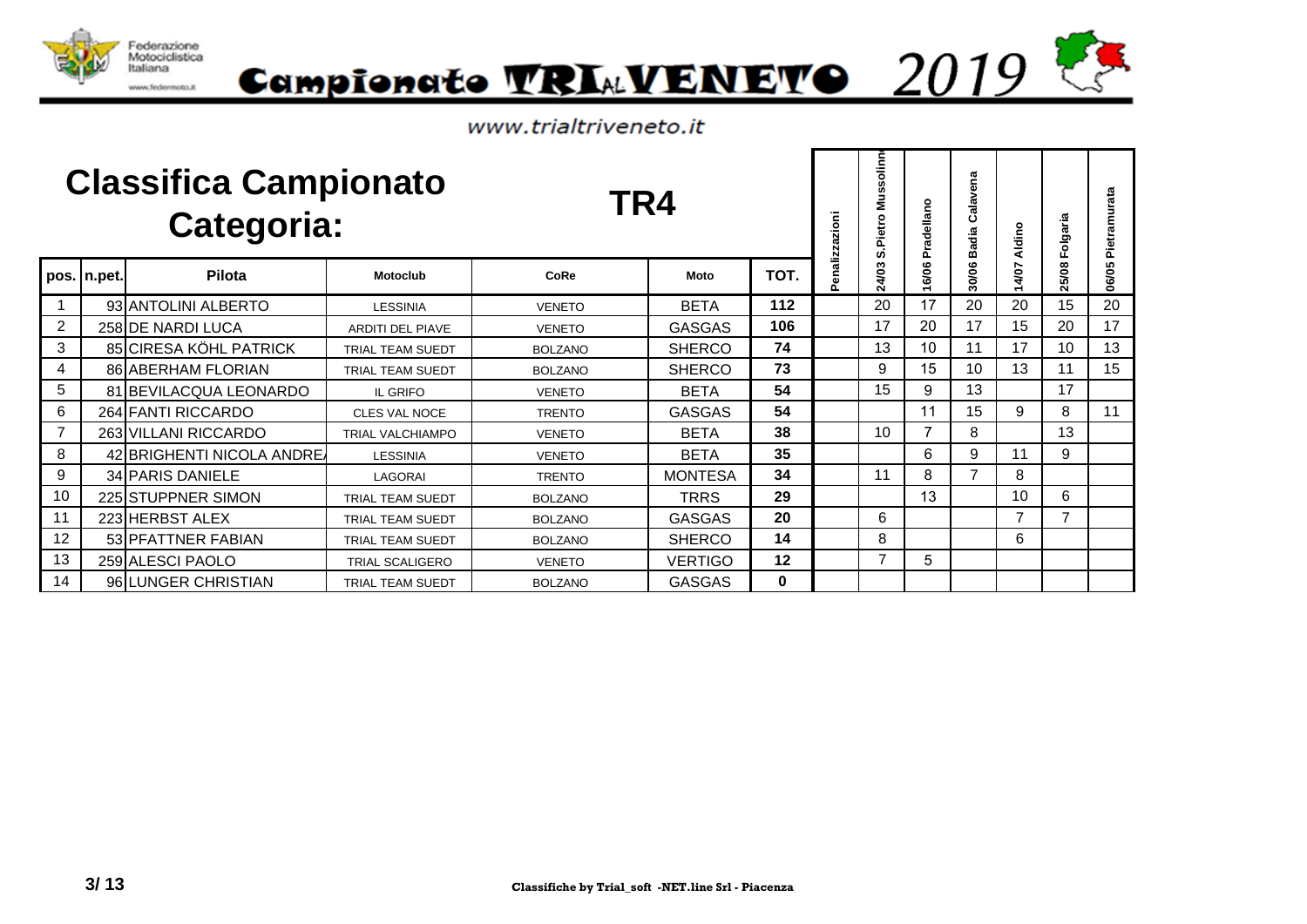# Classifica Campionato Categoria: TR4

| pos. | n.pet. | Pilota | Motoclub | CoRe | Moto | TOT. | Penalizzazioni | 24/03 S.Pietro Mussolino | 16/06 Pradellano | 30/06 Badia Calavena | 14/07 Aldino | 25/08 Folgaria | 06/05 Pietramurata |
|---|---|---|---|---|---|---|---|---|---|---|---|---|---|
| 1 | 93 | ANTOLINI ALBERTO | LESSINIA | VENETO | BETA | **112** | | 20 | 17 | 20 | 20 | 15 | 20 |
| 2 | 258 | DE NARDI LUCA | ARDITI DEL PIAVE | VENETO | GASGAS | **106** | | 17 | 20 | 17 | 15 | 20 | 17 |
| 3 | 85 | CIRESA KÖHL PATRICK | TRIAL TEAM SUEDT | BOLZANO | SHERCO | **74** | | 13 | 10 | 11 | 17 | 10 | 13 |
| 4 | 86 | ABERHAM FLORIAN | TRIAL TEAM SUEDT | BOLZANO | SHERCO | **73** | | 9 | 15 | 10 | 13 | 11 | 15 |
| 5 | 81 | BEVILACQUA LEONARDO | IL GRIFO | VENETO | BETA | **54** | | 15 | 9 | 13 | | 17 | |
| 6 | 264 | FANTI RICCARDO | CLES VAL NOCE | TRENTO | GASGAS | **54** | | | 11 | 15 | 9 | 8 | 11 |
| 7 | 263 | VILLANI RICCARDO | TRIAL VALCHIAMPO | VENETO | BETA | **38** | | 10 | 7 | 8 | | 13 | |
| 8 | 42 | BRIGHENTI NICOLA ANDRE | LESSINIA | VENETO | BETA | **35** | | | 6 | 9 | 11 | 9 | |
| 9 | 34 | PARIS DANIELE | LAGORAI | TRENTO | MONTESA | **34** | | 11 | 8 | 7 | 8 | | |
| 10 | 225 | STUPPNER SIMON | TRIAL TEAM SUEDT | BOLZANO | TRRS | **29** | | | 13 | | 10 | 6 | |
| 11 | 223 | HERBST ALEX | TRIAL TEAM SUEDT | BOLZANO | GASGAS | **20** | | 6 | | | 7 | 7 | |
| 12 | 53 | PFATTNER FABIAN | TRIAL TEAM SUEDT | BOLZANO | SHERCO | **14** | | 8 | | | 6 | | |
| 13 | 259 | ALESCI PAOLO | TRIAL SCALIGERO | VENETO | VERTIGO | **12** | | 7 | 5 | | | | |
| 14 | 96 | LUNGER CHRISTIAN | TRIAL TEAM SUEDT | BOLZANO | GASGAS | **0** | | | | | | | |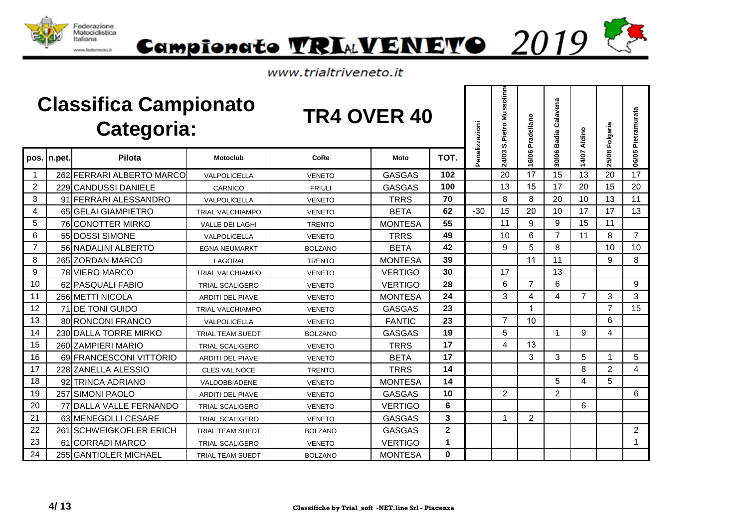# Campionato TRIAL VENETO 2019

www.trialtriveneto.it

## Classifica Campionato Categoria: TR4 OVER 40

| pos. | n.pet. | Pilota | Motoclub | CoRe | Moto | TOT. | Penalizzazioni | 24/03 S.Pietro Mussolino | 16/06 Pradellano | 30/06 Badia Calavena | 14/07 Aldino | 25/08 Folgaria | 06/05 Pietramurata |
|---|---|---|---|---|---|---|---|---|---|---|---|---|---|
| 1 | 262 | FERRARI ALBERTO MARCO | VALPOLICELLA | VENETO | GASGAS | **102** | | 20 | 17 | 15 | 13 | 20 | 17 |
| 2 | 229 | CANDUSSI DANIELE | CARNICO | FRIULI | GASGAS | **100** | | 13 | 15 | 17 | 20 | 15 | 20 |
| 3 | 91 | FERRARI ALESSANDRO | VALPOLICELLA | VENETO | TRRS | **70** | | 8 | 8 | 20 | 10 | 13 | 11 |
| 4 | 65 | GELAI GIAMPIETRO | TRIAL VALCHIAMPO | VENETO | BETA | **62** | -30 | 15 | 20 | 10 | 17 | 17 | 13 |
| 5 | 76 | CONOTTER MIRKO | VALLE DEI LAGHI | TRENTO | MONTESA | **55** | | 11 | 9 | 9 | 15 | 11 | |
| 6 | 55 | DOSSI SIMONE | VALPOLICELLA | VENETO | TRRS | **49** | | 10 | 6 | 7 | 11 | 8 | 7 |
| 7 | 56 | NADALINI ALBERTO | EGNA NEUMARKT | BOLZANO | BETA | **42** | | 9 | 5 | 8 | | 10 | 10 |
| 8 | 265 | ZORDAN MARCO | LAGORAI | TRENTO | MONTESA | **39** | | | 11 | 11 | | 9 | 8 |
| 9 | 78 | VIERO MARCO | TRIAL VALCHIAMPO | VENETO | VERTIGO | **30** | | 17 | | 13 | | | |
| 10 | 62 | PASQUALI FABIO | TRIAL SCALIGERO | VENETO | VERTIGO | **28** | | 6 | 7 | 6 | | | 9 |
| 11 | 256 | METTI NICOLA | ARDITI DEL PIAVE | VENETO | MONTESA | **24** | | 3 | 4 | 4 | 7 | 3 | 3 |
| 12 | 71 | DE TONI GUIDO | TRIAL VALCHIAMPO | VENETO | GASGAS | **23** | | | 1 | | | 7 | 15 |
| 13 | 80 | RONCONI FRANCO | VALPOLICELLA | VENETO | FANTIC | **23** | | 7 | 10 | | | 6 | |
| 14 | 230 | DALLA TORRE MIRKO | TRIAL TEAM SUEDT | BOLZANO | GASGAS | **19** | | 5 | | 1 | 9 | 4 | |
| 15 | 260 | ZAMPIERI MARIO | TRIAL SCALIGERO | VENETO | TRRS | **17** | | 4 | 13 | | | | |
| 16 | 69 | FRANCESCONI VITTORIO | ARDITI DEL PIAVE | VENETO | BETA | **17** | | | 3 | 3 | 5 | 1 | 5 |
| 17 | 228 | ZANELLA ALESSIO | CLES VAL NOCE | TRENTO | TRRS | **14** | | | | | 8 | 2 | 4 |
| 18 | 92 | TRINCA ADRIANO | VALDOBBIADENE | VENETO | MONTESA | **14** | | | | 5 | 4 | 5 | |
| 19 | 257 | SIMONI PAOLO | ARDITI DEL PIAVE | VENETO | GASGAS | **10** | | 2 | | 2 | | | 6 |
| 20 | 77 | DALLA VALLE FERNANDO | TRIAL SCALIGERO | VENETO | VERTIGO | **6** | | | | | 6 | | |
| 21 | 63 | MENEGOLLI CESARE | TRIAL SCALIGERO | VENETO | GASGAS | **3** | | 1 | 2 | | | | |
| 22 | 261 | SCHWEIGKOFLER ERICH | TRIAL TEAM SUEDT | BOLZANO | GASGAS | **2** | | | | | | | 2 |
| 23 | 61 | CORRADI MARCO | TRIAL SCALIGERO | VENETO | VERTIGO | **1** | | | | | | | 1 |
| 24 | 255 | GANTIOLER MICHAEL | TRIAL TEAM SUEDT | BOLZANO | MONTESA | **0** | | | | | | | |

**Classifiche by Trial_soft -NET.line Srl - Piacenza**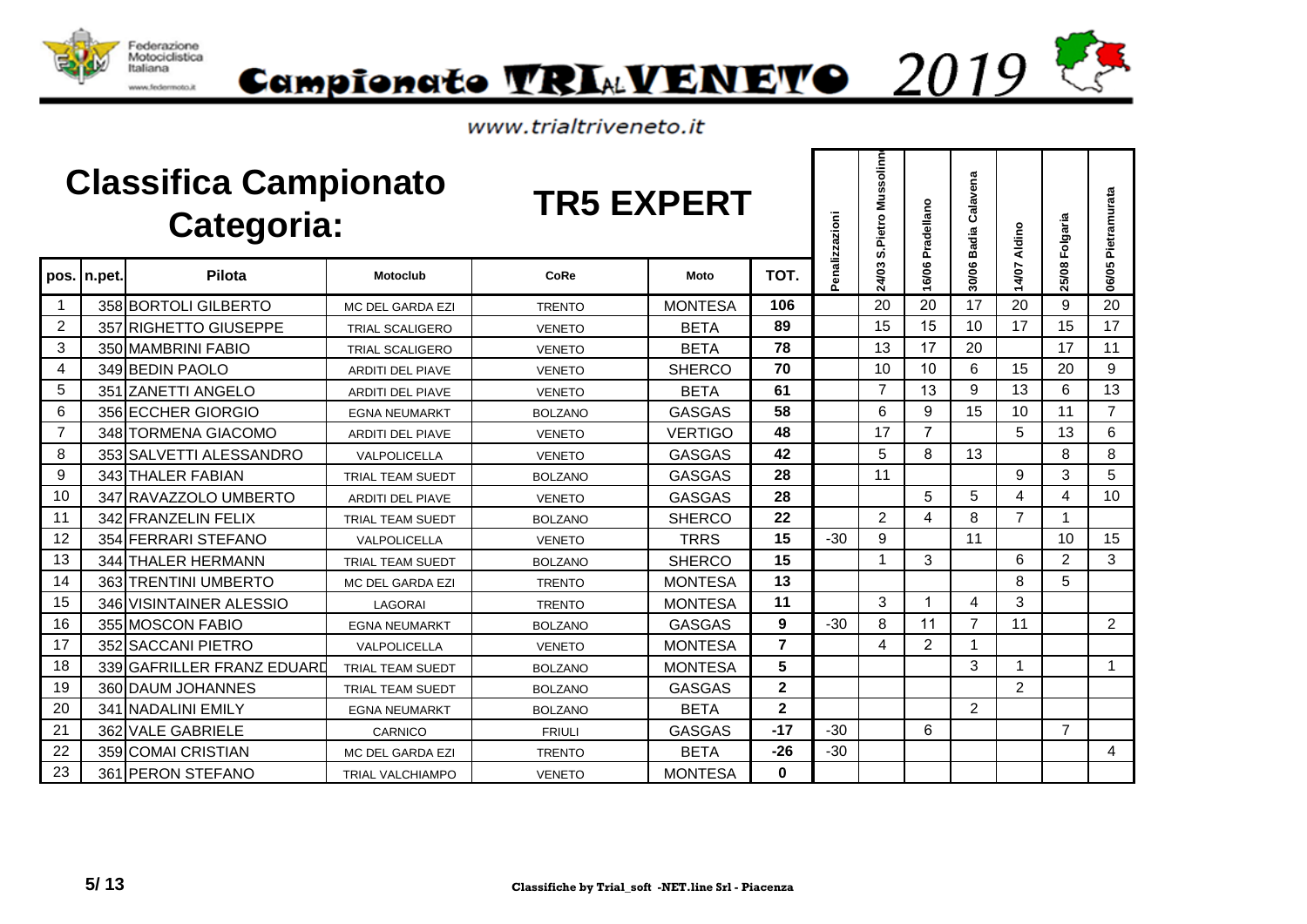Federazione Motociclistica Italiana

# Campionato TRIALVENETO 2019

www.trialtriveneto.it

## Classifica Campionato Categoria: TR5 EXPERT

| pos. | n.pet. | Pilota | Motoclub | CoRe | Moto | TOT. | Penalizzazioni | 24/03 S.Pietro Mussolino | 16/06 Pradellano | 30/06 Badia Calavena | 14/07 Aldino | 25/08 Folgaria | 06/05 Pietramurata |
|---|---|---|---|---|---|---|---|---|---|---|---|---|---|
| 1 | 358 | BORTOLI GILBERTO | MC DEL GARDA EZI | TRENTO | MONTESA | **106** | | 20 | 20 | 17 | 20 | 9 | 20 |
| 2 | 357 | RIGHETTO GIUSEPPE | TRIAL SCALIGERO | VENETO | BETA | **89** | | 15 | 15 | 10 | 17 | 15 | 17 |
| 3 | 350 | MAMBRINI FABIO | TRIAL SCALIGERO | VENETO | BETA | **78** | | 13 | 17 | 20 | | 17 | 11 |
| 4 | 349 | BEDIN PAOLO | ARDITI DEL PIAVE | VENETO | SHERCO | **70** | | 10 | 10 | 6 | 15 | 20 | 9 |
| 5 | 351 | ZANETTI ANGELO | ARDITI DEL PIAVE | VENETO | BETA | **61** | | 7 | 13 | 9 | 13 | 6 | 13 |
| 6 | 356 | ECCHER GIORGIO | EGNA NEUMARKT | BOLZANO | GASGAS | **58** | | 6 | 9 | 15 | 10 | 11 | 7 |
| 7 | 348 | TORMENA GIACOMO | ARDITI DEL PIAVE | VENETO | VERTIGO | **48** | | 17 | 7 | | 5 | 13 | 6 |
| 8 | 353 | SALVETTI ALESSANDRO | VALPOLICELLA | VENETO | GASGAS | **42** | | 5 | 8 | 13 | | 8 | 8 |
| 9 | 343 | THALER FABIAN | TRIAL TEAM SUEDT | BOLZANO | GASGAS | **28** | | 11 | | | 9 | 3 | 5 |
| 10 | 347 | RAVAZZOLO UMBERTO | ARDITI DEL PIAVE | VENETO | GASGAS | **28** | | | 5 | 5 | 4 | 4 | 10 |
| 11 | 342 | FRANZELIN FELIX | TRIAL TEAM SUEDT | BOLZANO | SHERCO | **22** | | 2 | 4 | 8 | 7 | 1 | |
| 12 | 354 | FERRARI STEFANO | VALPOLICELLA | VENETO | TRRS | **15** | -30 | 9 | | 11 | | 10 | 15 |
| 13 | 344 | THALER HERMANN | TRIAL TEAM SUEDT | BOLZANO | SHERCO | **15** | | 1 | 3 | | 6 | 2 | 3 |
| 14 | 363 | TRENTINI UMBERTO | MC DEL GARDA EZI | TRENTO | MONTESA | **13** | | | | | 8 | 5 | |
| 15 | 346 | VISINTAINER ALESSIO | LAGORAI | TRENTO | MONTESA | **11** | | 3 | 1 | 4 | 3 | | |
| 16 | 355 | MOSCON FABIO | EGNA NEUMARKT | BOLZANO | GASGAS | **9** | -30 | 8 | 11 | 7 | 11 | | 2 |
| 17 | 352 | SACCANI PIETRO | VALPOLICELLA | VENETO | MONTESA | **7** | | 4 | 2 | 1 | | | |
| 18 | 339 | GAFRILLER FRANZ EDUARD | TRIAL TEAM SUEDT | BOLZANO | MONTESA | **5** | | | | 3 | 1 | | 1 |
| 19 | 360 | DAUM JOHANNES | TRIAL TEAM SUEDT | BOLZANO | GASGAS | **2** | | | | | 2 | | |
| 20 | 341 | NADALINI EMILY | EGNA NEUMARKT | BOLZANO | BETA | **2** | | | | 2 | | | |
| 21 | 362 | VALE GABRIELE | CARNICO | FRIULI | GASGAS | **-17** | -30 | | 6 | | | 7 | |
| 22 | 359 | COMAI CRISTIAN | MC DEL GARDA EZI | TRENTO | BETA | **-26** | -30 | | | | | | 4 |
| 23 | 361 | PERON STEFANO | TRIAL VALCHIAMPO | VENETO | MONTESA | **0** | | | | | | | |

Classifiche by Trial_soft -NET.line Srl - Piacenza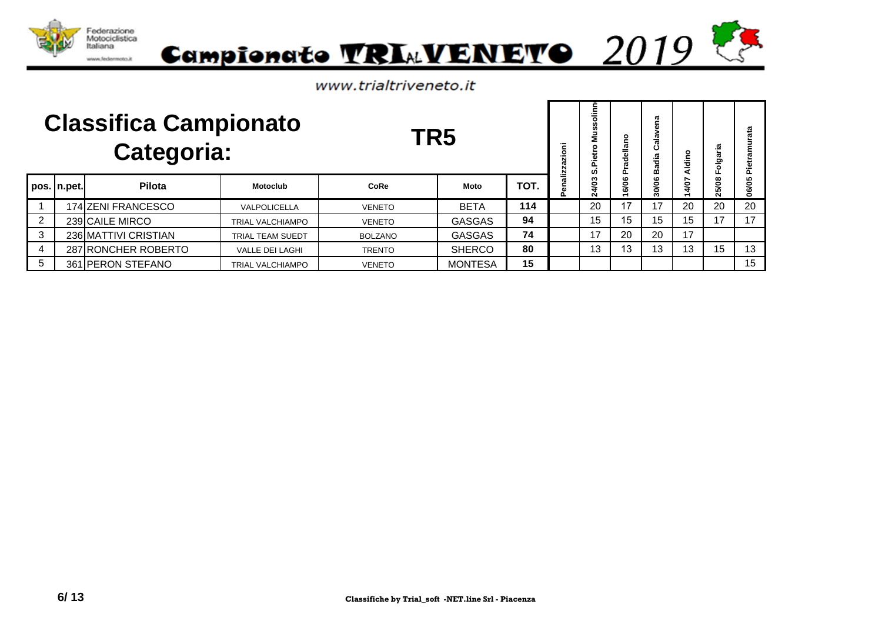# Campionato TRIALVENETO 2019

www.trialtriveneto.it

## Classifica Campionato Categoria: TR5

| pos. | n.pet. | Pilota | Motoclub | CoRe | Moto | TOT. | Penalizzazioni | 24/03 S.Pietro Mussolino | 16/06 Pradellano | 30/06 Badia Calavena | 14/07 Aldino | 25/08 Folgaria | 06/05 Pietramurata |
|---|---|---|---|---|---|---|---|---|---|---|---|---|---|
| 1 | 174 | ZENI FRANCESCO | VALPOLICELLA | VENETO | BETA | 114 | | 20 | 17 | 17 | 20 | 20 | 20 |
| 2 | 239 | CAILE MIRCO | TRIAL VALCHIAMPO | VENETO | GASGAS | 94 | | 15 | 15 | 15 | 15 | 17 | 17 |
| 3 | 236 | MATTIVI CRISTIAN | TRIAL TEAM SUEDT | BOLZANO | GASGAS | 74 | | 17 | 20 | 20 | 17 | | |
| 4 | 287 | RONCHER ROBERTO | VALLE DEI LAGHI | TRENTO | SHERCO | 80 | | 13 | 13 | 13 | 13 | 15 | 13 |
| 5 | 361 | PERON STEFANO | TRIAL VALCHIAMPO | VENETO | MONTESA | 15 | | | | | | | 15 |

Classifiche by Trial_soft -NET.line Srl - Piacenza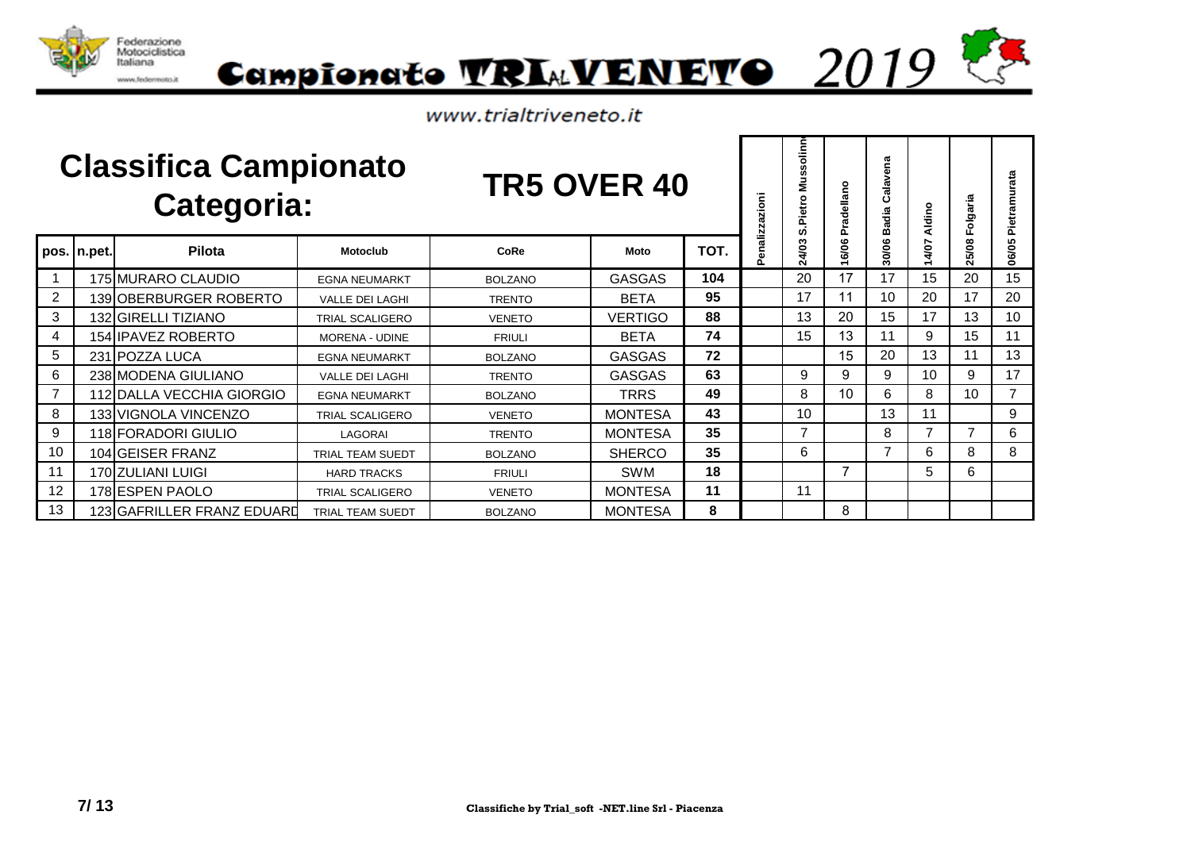Campionato TRIALVENETO 2019

www.trialtriveneto.it

# Classifica Campionato Categoria: TR5 OVER 40

| pos. | n.pet. | Pilota | Motoclub | CoRe | Moto | TOT. | Penalizzazioni | 24/03 S.Pietro Mussolino | 16/06 Pradellano | 30/06 Badia Calavena | 14/07 Aldino | 25/08 Folgaria | 06/05 Pietramurata |
|---|---|---|---|---|---|---|---|---|---|---|---|---|---|
| 1 | 175 | MURARO CLAUDIO | EGNA NEUMARKT | BOLZANO | GASGAS | 104 | | 20 | 17 | 17 | 15 | 20 | 15 |
| 2 | 139 | OBERBURGER ROBERTO | VALLE DEI LAGHI | TRENTO | BETA | 95 | | 17 | 11 | 10 | 20 | 17 | 20 |
| 3 | 132 | GIRELLI TIZIANO | TRIAL SCALIGERO | VENETO | VERTIGO | 88 | | 13 | 20 | 15 | 17 | 13 | 10 |
| 4 | 154 | IPAVEZ ROBERTO | MORENA - UDINE | FRIULI | BETA | 74 | | 15 | 13 | 11 | 9 | 15 | 11 |
| 5 | 231 | POZZA LUCA | EGNA NEUMARKT | BOLZANO | GASGAS | 72 | | | 15 | 20 | 13 | 11 | 13 |
| 6 | 238 | MODENA GIULIANO | VALLE DEI LAGHI | TRENTO | GASGAS | 63 | | 9 | 9 | 9 | 10 | 9 | 17 |
| 7 | 112 | DALLA VECCHIA GIORGIO | EGNA NEUMARKT | BOLZANO | TRRS | 49 | | 8 | 10 | 6 | 8 | 10 | 7 |
| 8 | 133 | VIGNOLA VINCENZO | TRIAL SCALIGERO | VENETO | MONTESA | 43 | | 10 | | 13 | 11 | | 9 |
| 9 | 118 | FORADORI GIULIO | LAGORAI | TRENTO | MONTESA | 35 | | 7 | | 8 | 7 | 7 | 6 |
| 10 | 104 | GEISER FRANZ | TRIAL TEAM SUEDT | BOLZANO | SHERCO | 35 | | 6 | | 7 | 6 | 8 | 8 |
| 11 | 170 | ZULIANI LUIGI | HARD TRACKS | FRIULI | SWM | 18 | | | 7 | | 5 | 6 | |
| 12 | 178 | ESPEN PAOLO | TRIAL SCALIGERO | VENETO | MONTESA | 11 | | 11 | | | | | |
| 13 | 123 | GAFRILLER FRANZ EDUARD | TRIAL TEAM SUEDT | BOLZANO | MONTESA | 8 | | | 8 | | | | |

Classifiche by Trial_soft -NET.line Srl - Piacenza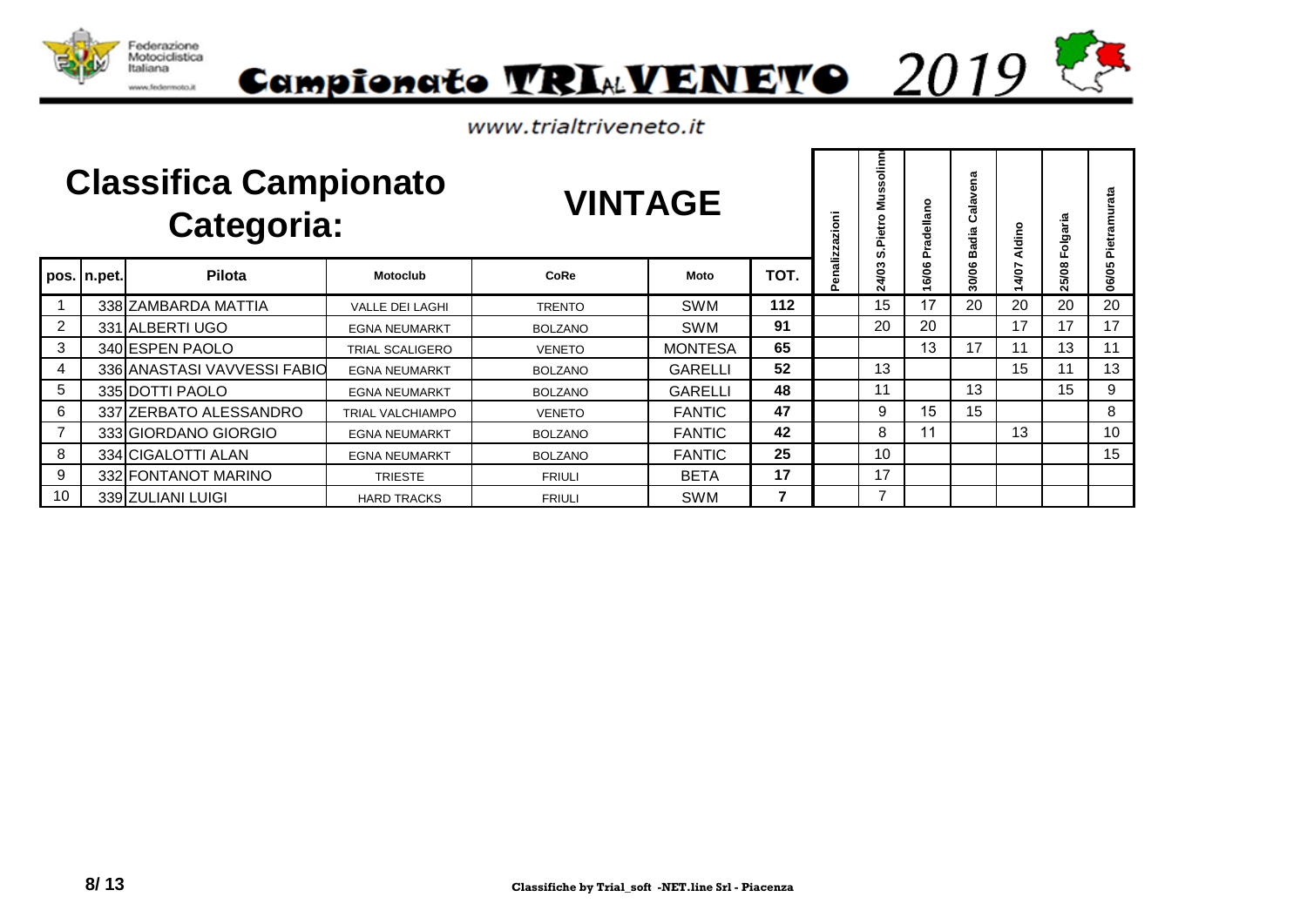Federazione Motociclistica Italiana

# Campionato TRIALVENETO 2019

www.trialtriveneto.it

## Classifica Campionato Categoria: VINTAGE

| pos. | n.pet. | Pilota | Motoclub | CoRe | Moto | TOT. | Penalizzazioni | 24/03 S.Pietro Mussolino | 16/06 Pradellano | 30/06 Badia Calavena | 14/07 Aldino | 25/08 Folgaria | 06/05 Pietramurata |
|---|---|---|---|---|---|---|---|---|---|---|---|---|---|
| 1 | 338 | ZAMBARDA MATTIA | VALLE DEI LAGHI | TRENTO | SWM | 112 | | 15 | 17 | 20 | 20 | 20 | 20 |
| 2 | 331 | ALBERTI UGO | EGNA NEUMARKT | BOLZANO | SWM | 91 | | 20 | 20 | | 17 | 17 | 17 |
| 3 | 340 | ESPEN PAOLO | TRIAL SCALIGERO | VENETO | MONTESA | 65 | | | 13 | 17 | 11 | 13 | 11 |
| 4 | 336 | ANASTASI VAVVESSI FABIO | EGNA NEUMARKT | BOLZANO | GARELLI | 52 | | 13 | | | 15 | 11 | 13 |
| 5 | 335 | DOTTI PAOLO | EGNA NEUMARKT | BOLZANO | GARELLI | 48 | | 11 | | 13 | | 15 | 9 |
| 6 | 337 | ZERBATO ALESSANDRO | TRIAL VALCHIAMPO | VENETO | FANTIC | 47 | | 9 | 15 | 15 | | | 8 |
| 7 | 333 | GIORDANO GIORGIO | EGNA NEUMARKT | BOLZANO | FANTIC | 42 | | 8 | 11 | | 13 | | 10 |
| 8 | 334 | CIGALOTTI ALAN | EGNA NEUMARKT | BOLZANO | FANTIC | 25 | | 10 | | | | | 15 |
| 9 | 332 | FONTANOT MARINO | TRIESTE | FRIULI | BETA | 17 | | 17 | | | | | |
| 10 | 339 | ZULIANI LUIGI | HARD TRACKS | FRIULI | SWM | 7 | | 7 | | | | | |

Classifiche by Trial_soft -NET.line Srl - Piacenza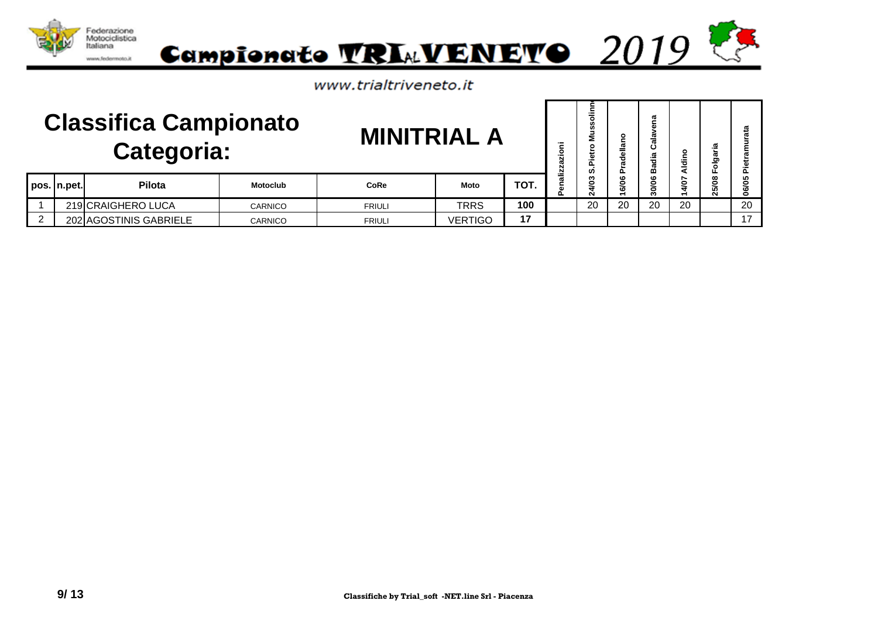Federazione Motociclistica Italiana
www.federmoto.it

# Campionato TRIAL VENETO 2019

www.trialtriveneto.it

## Classifica Campionato Categoria: MINITRIAL A

| pos. | n.pet. | Pilota | Motoclub | CoRe | Moto | TOT. | Penalizzazioni | 24/03 S.Pietro Mussolino | 16/06 Pradellano | 30/06 Badia Calavena | 14/07 Aldino | 25/08 Folgaria | 06/05 Pietramurata |
|---|---|---|---|---|---|---|---|---|---|---|---|---|---|
| 1 | 219 | CRAIGHERO LUCA | CARNICO | FRIULI | TRRS | 100 | | 20 | 20 | 20 | 20 | | 20 |
| 2 | 202 | AGOSTINIS GABRIELE | CARNICO | FRIULI | VERTIGO | 17 | | | | | | | 17 |

Classifiche by Trial_soft -NET.line Srl - Piacenza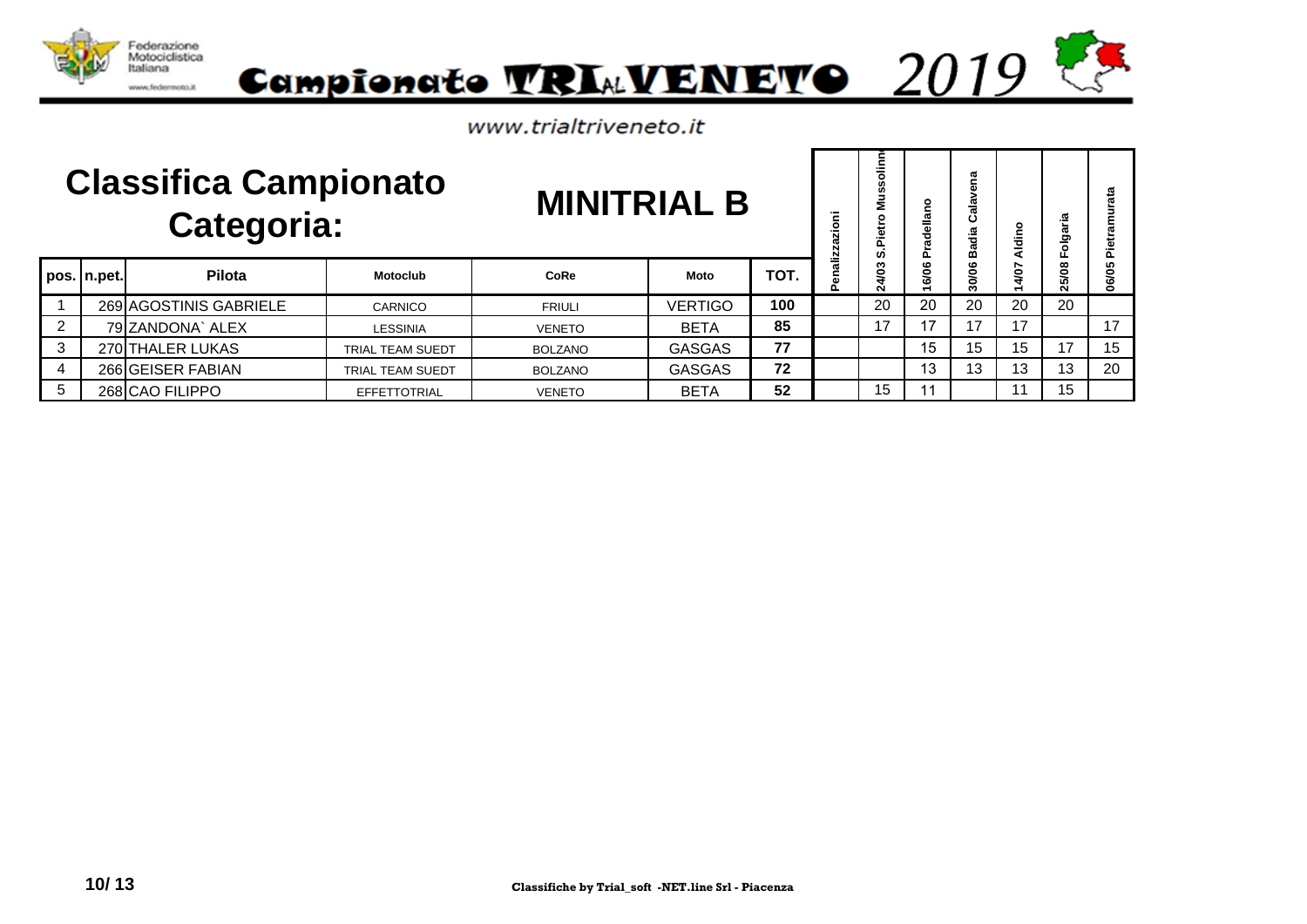# Campionato TRIALVENETO 2019

www.trialtriveneto.it

## Classifica Campionato Categoria: MINITRIAL B

| pos. | n.pet. | Pilota | Motoclub | CoRe | Moto | TOT. | Penalizzazioni | 24/03 S.Pietro Mussolino | 16/06 Pradellano | 30/06 Badia Calavena | 14/07 Aldino | 25/08 Folgaria | 06/05 Pietramurata |
|---|---|---|---|---|---|---|---|---|---|---|---|---|---|
| 1 | 269 | AGOSTINIS GABRIELE | CARNICO | FRIULI | VERTIGO | 100 | | 20 | 20 | 20 | 20 | 20 | |
| 2 | 79 | ZANDONA` ALEX | LESSINIA | VENETO | BETA | 85 | | 17 | 17 | 17 | 17 | | 17 |
| 3 | 270 | THALER LUKAS | TRIAL TEAM SUEDT | BOLZANO | GASGAS | 77 | | | 15 | 15 | 15 | 17 | 15 |
| 4 | 266 | GEISER FABIAN | TRIAL TEAM SUEDT | BOLZANO | GASGAS | 72 | | | 13 | 13 | 13 | 13 | 20 |
| 5 | 268 | CAO FILIPPO | EFFETTOTRIAL | VENETO | BETA | 52 | | 15 | 11 | | 11 | 15 | |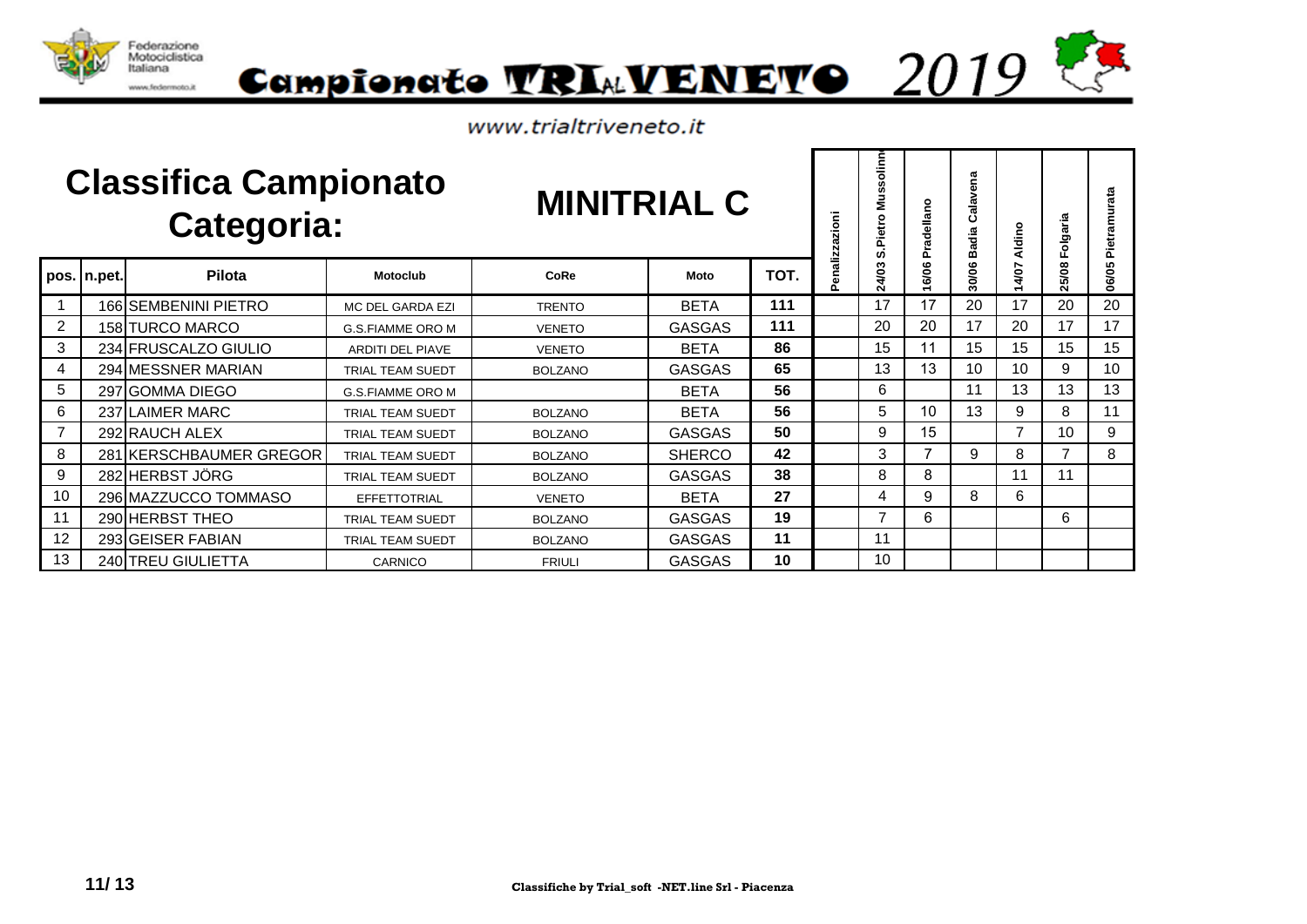Federazione Motociclistica Italiana

# Campionato TRIVENETO 2019

www.trialtriveneto.it

## Classifica Campionato Categoria: MINITRIAL C

| pos. | n.pet. | Pilota | Motoclub | CoRe | Moto | TOT. | Penalizzazioni | 24/03 S.Pietro Mussolino | 16/06 Pradellano | 30/06 Badia Calavena | 14/07 Aldino | 25/08 Folgaria | 06/05 Pietramurata |
|---|---|---|---|---|---|---|---|---|---|---|---|---|---|
| 1 | 166 | SEMBENINI PIETRO | MC DEL GARDA EZI | TRENTO | BETA | 111 | | 17 | 17 | 20 | 17 | 20 | 20 |
| 2 | 158 | TURCO MARCO | G.S.FIAMME ORO M | VENETO | GASGAS | 111 | | 20 | 20 | 17 | 20 | 17 | 17 |
| 3 | 234 | FRUSCALZO GIULIO | ARDITI DEL PIAVE | VENETO | BETA | 86 | | 15 | 11 | 15 | 15 | 15 | 15 |
| 4 | 294 | MESSNER MARIAN | TRIAL TEAM SUEDT | BOLZANO | GASGAS | 65 | | 13 | 13 | 10 | 10 | 9 | 10 |
| 5 | 297 | GOMMA DIEGO | G.S.FIAMME ORO M | | BETA | 56 | | 6 | | 11 | 13 | 13 | 13 |
| 6 | 237 | LAIMER MARC | TRIAL TEAM SUEDT | BOLZANO | BETA | 56 | | 5 | 10 | 13 | 9 | 8 | 11 |
| 7 | 292 | RAUCH ALEX | TRIAL TEAM SUEDT | BOLZANO | GASGAS | 50 | | 9 | 15 | | 7 | 10 | 9 |
| 8 | 281 | KERSCHBAUMER GREGOR | TRIAL TEAM SUEDT | BOLZANO | SHERCO | 42 | | 3 | 7 | 9 | 8 | 7 | 8 |
| 9 | 282 | HERBST JÖRG | TRIAL TEAM SUEDT | BOLZANO | GASGAS | 38 | | 8 | 8 | | 11 | 11 | |
| 10 | 296 | MAZZUCCO TOMMASO | EFFETTOTRIAL | VENETO | BETA | 27 | | 4 | 9 | 8 | 6 | | |
| 11 | 290 | HERBST THEO | TRIAL TEAM SUEDT | BOLZANO | GASGAS | 19 | | 7 | 6 | | | 6 | |
| 12 | 293 | GEISER FABIAN | TRIAL TEAM SUEDT | BOLZANO | GASGAS | 11 | | 11 | | | | | |
| 13 | 240 | TREU GIULIETTA | CARNICO | FRIULI | GASGAS | 10 | | 10 | | | | | |

Classifiche by Trial_soft -NET.line Srl - Piacenza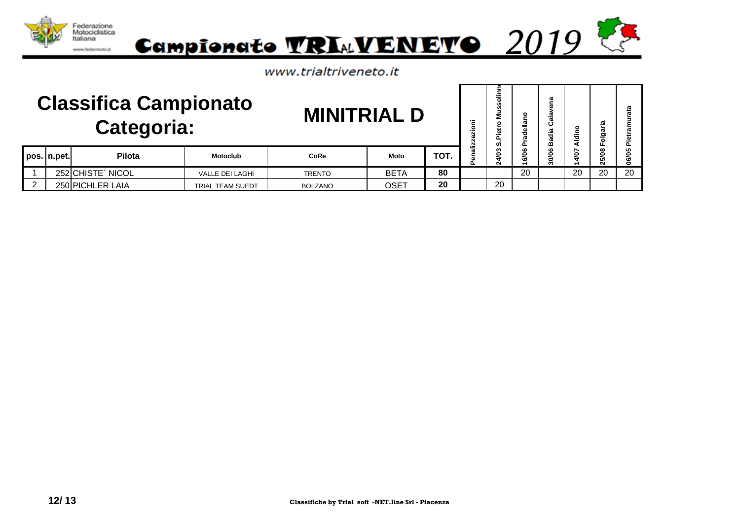Federazione Motociclistica Italiana

# Campionato TRIAL VENETO 2019

www.trialtriveneto.it

## Classifica Campionato Categoria: MINITRIAL D

| pos. | n.pet. | Pilota | Motoclub | CoRe | Moto | TOT. | Penalizzazioni | 24/03 S.Pietro Mussolino | 16/06 Pradellano | 30/06 Badia Calavena | 14/07 Aldino | 25/08 Folgaria | 06/05 Pietramurata |
|---|---|---|---|---|---|---|---|---|---|---|---|---|---|
| 1 | 252 | CHISTE` NICOL | VALLE DEI LAGHI | TRENTO | BETA | 80 | | | 20 | | 20 | 20 | 20 |
| 2 | 250 | PICHLER LAIA | TRIAL TEAM SUEDT | BOLZANO | OSET | 20 | | 20 | | | | | |

Classifiche by Trial_soft -NET.line Srl - Piacenza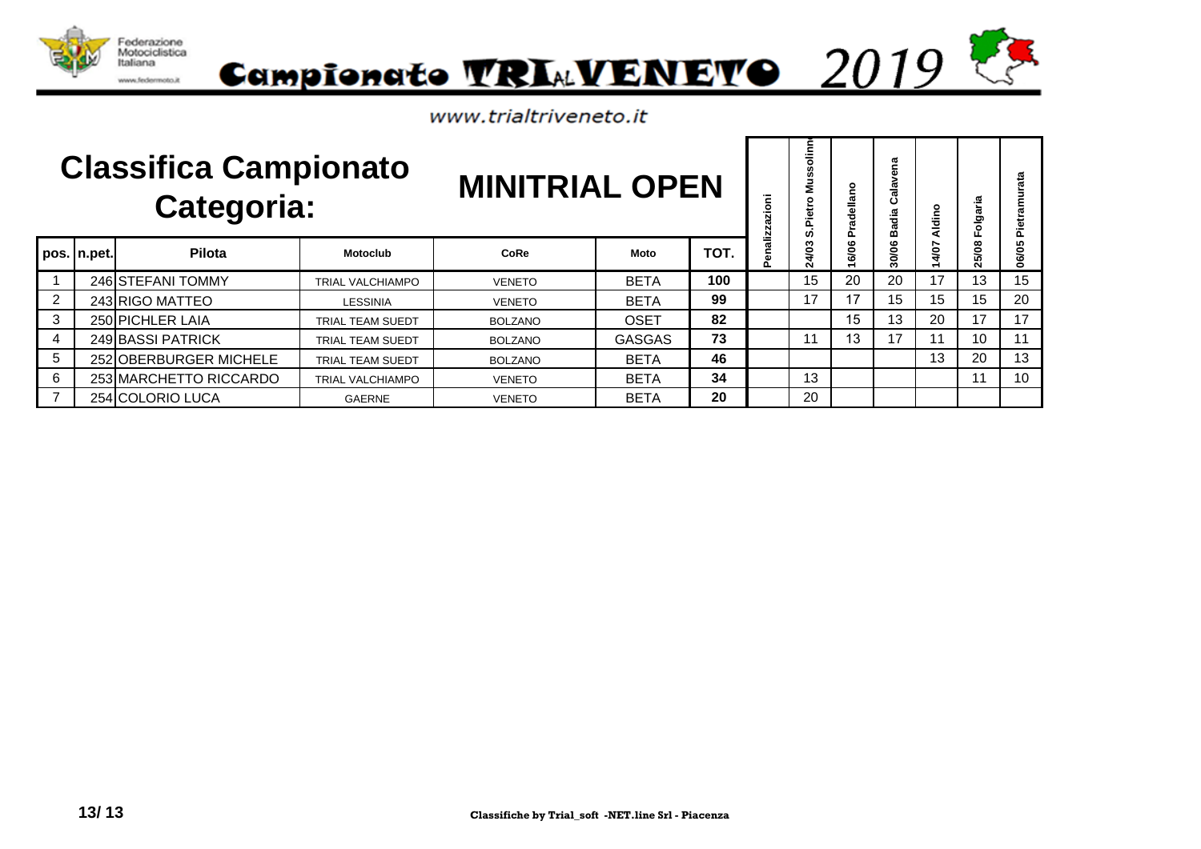# Campionato TRIALVENETO 2019

www.trialtriveneto.it

## Classifica Campionato Categoria: MINITRIAL OPEN

| pos. | n.pet. | Pilota | Motoclub | CoRe | Moto | TOT. | Penalizzazioni | 24/03 S.Pietro Mussolino | 16/06 Pradellano | 30/06 Badia Calavena | 14/07 Aldino | 25/08 Folgaria | 06/05 Pietramurata |
|---|---|---|---|---|---|---|---|---|---|---|---|---|---|
| 1 | 246 | STEFANI TOMMY | TRIAL VALCHIAMPO | VENETO | BETA | 100 | | 15 | 20 | 20 | 17 | 13 | 15 |
| 2 | 243 | RIGO MATTEO | LESSINIA | VENETO | BETA | 99 | | 17 | 17 | 15 | 15 | 15 | 20 |
| 3 | 250 | PICHLER LAIA | TRIAL TEAM SUEDT | BOLZANO | OSET | 82 | | | 15 | 13 | 20 | 17 | 17 |
| 4 | 249 | BASSI PATRICK | TRIAL TEAM SUEDT | BOLZANO | GASGAS | 73 | | 11 | 13 | 17 | 11 | 10 | 11 |
| 5 | 252 | OBERBURGER MICHELE | TRIAL TEAM SUEDT | BOLZANO | BETA | 46 | | | | | 13 | 20 | 13 |
| 6 | 253 | MARCHETTO RICCARDO | TRIAL VALCHIAMPO | VENETO | BETA | 34 | | 13 | | | | 11 | 10 |
| 7 | 254 | COLORIO LUCA | GAERNE | VENETO | BETA | 20 | | 20 | | | | | |

Classifiche by Trial_soft -NET.line Srl - Piacenza